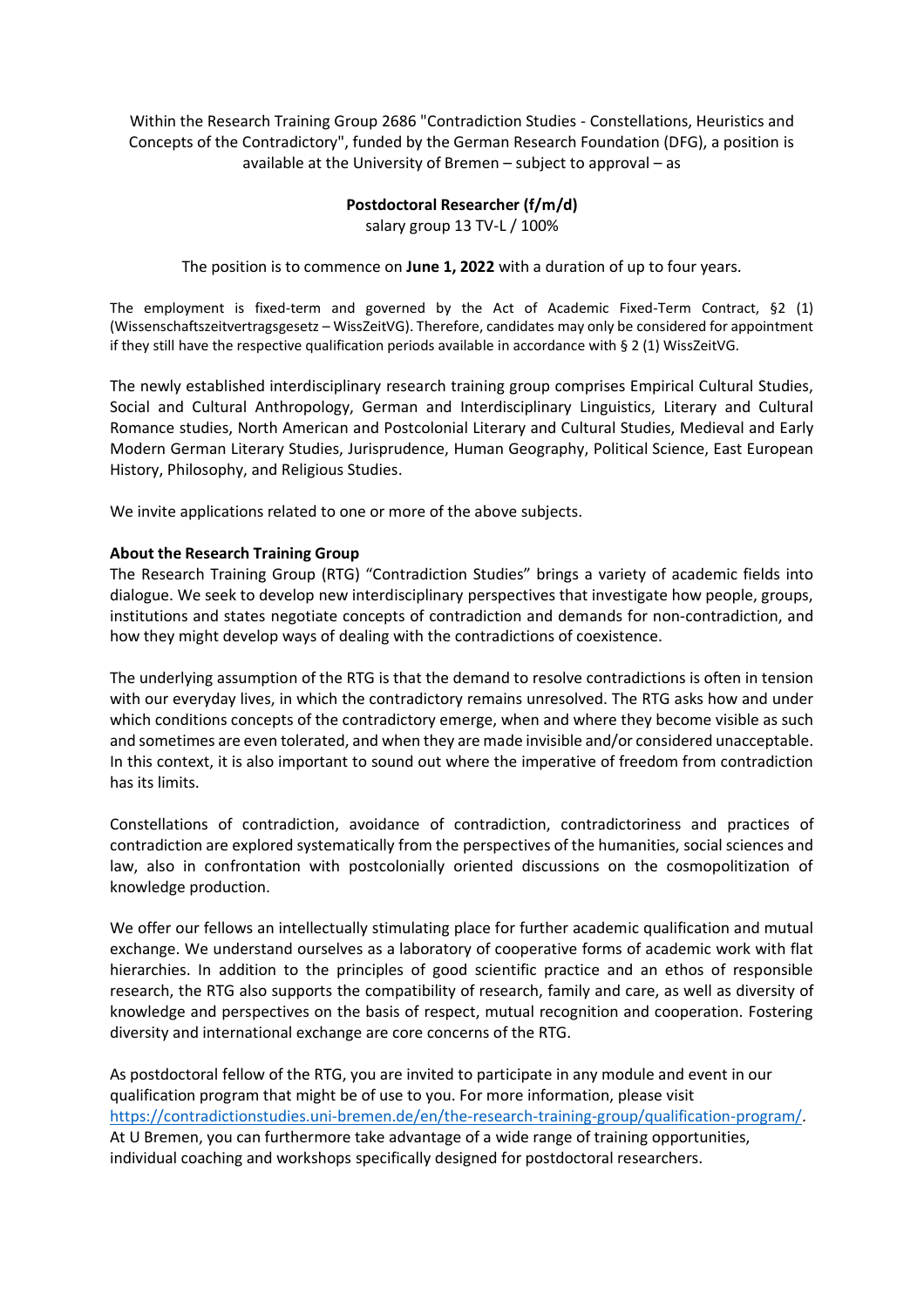Within the Research Training Group 2686 "Contradiction Studies - Constellations, Heuristics and Concepts of the Contradictory", funded by the German Research Foundation (DFG), a position is available at the University of Bremen – subject to approval – as

**Postdoctoral Researcher (f/m/d)**
salary group 13 TV-L / 100%

The position is to commence on **June 1, 2022** with a duration of up to four years.

The employment is fixed-term and governed by the Act of Academic Fixed-Term Contract, §2 (1) (Wissenschaftszeitvertragsgesetz – WissZeitVG). Therefore, candidates may only be considered for appointment if they still have the respective qualification periods available in accordance with § 2 (1) WissZeitVG.

The newly established interdisciplinary research training group comprises Empirical Cultural Studies, Social and Cultural Anthropology, German and Interdisciplinary Linguistics, Literary and Cultural Romance studies, North American and Postcolonial Literary and Cultural Studies, Medieval and Early Modern German Literary Studies, Jurisprudence, Human Geography, Political Science, East European History, Philosophy, and Religious Studies.

We invite applications related to one or more of the above subjects.

**About the Research Training Group**

The Research Training Group (RTG) "Contradiction Studies" brings a variety of academic fields into dialogue. We seek to develop new interdisciplinary perspectives that investigate how people, groups, institutions and states negotiate concepts of contradiction and demands for non-contradiction, and how they might develop ways of dealing with the contradictions of coexistence.

The underlying assumption of the RTG is that the demand to resolve contradictions is often in tension with our everyday lives, in which the contradictory remains unresolved. The RTG asks how and under which conditions concepts of the contradictory emerge, when and where they become visible as such and sometimes are even tolerated, and when they are made invisible and/or considered unacceptable. In this context, it is also important to sound out where the imperative of freedom from contradiction has its limits.

Constellations of contradiction, avoidance of contradiction, contradictoriness and practices of contradiction are explored systematically from the perspectives of the humanities, social sciences and law, also in confrontation with postcolonially oriented discussions on the cosmopolitization of knowledge production.

We offer our fellows an intellectually stimulating place for further academic qualification and mutual exchange. We understand ourselves as a laboratory of cooperative forms of academic work with flat hierarchies. In addition to the principles of good scientific practice and an ethos of responsible research, the RTG also supports the compatibility of research, family and care, as well as diversity of knowledge and perspectives on the basis of respect, mutual recognition and cooperation. Fostering diversity and international exchange are core concerns of the RTG.

As postdoctoral fellow of the RTG, you are invited to participate in any module and event in our qualification program that might be of use to you. For more information, please visit [https://contradictionstudies.uni-bremen.de/en/the-research-training-group/qualification-program/](https://contradictionstudies.uni-bremen.de/en/the-research-training-group/qualification-program/). At U Bremen, you can furthermore take advantage of a wide range of training opportunities, individual coaching and workshops specifically designed for postdoctoral researchers.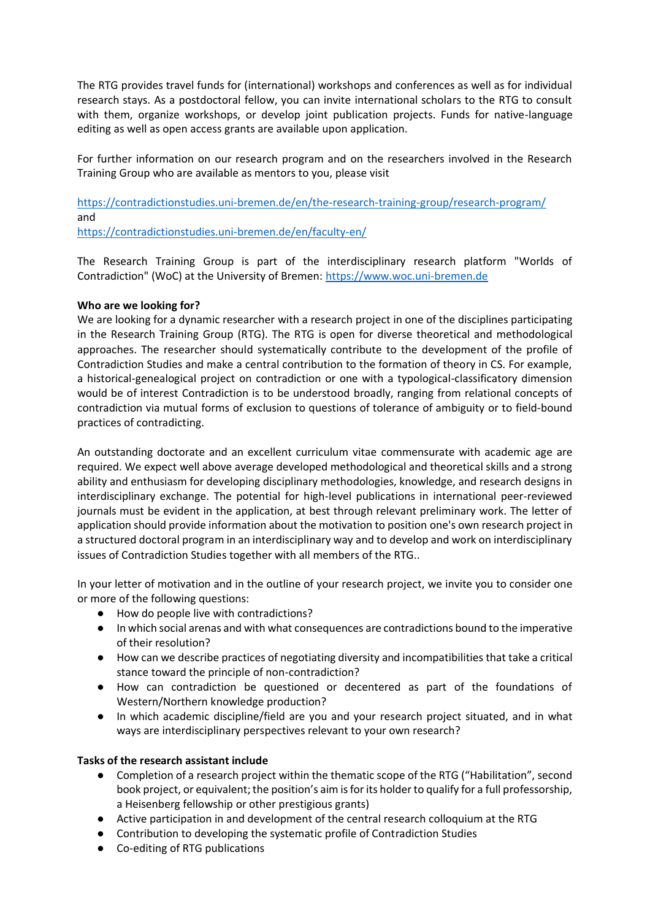The RTG provides travel funds for (international) workshops and conferences as well as for individual research stays. As a postdoctoral fellow, you can invite international scholars to the RTG to consult with them, organize workshops, or develop joint publication projects. Funds for native-language editing as well as open access grants are available upon application.

For further information on our research program and on the researchers involved in the Research Training Group who are available as mentors to you, please visit

https://contradictionstudies.uni-bremen.de/en/the-research-training-group/research-program/
and
https://contradictionstudies.uni-bremen.de/en/faculty-en/

The Research Training Group is part of the interdisciplinary research platform "Worlds of Contradiction" (WoC) at the University of Bremen: https://www.woc.uni-bremen.de

**Who are we looking for?**
We are looking for a dynamic researcher with a research project in one of the disciplines participating in the Research Training Group (RTG). The RTG is open for diverse theoretical and methodological approaches. The researcher should systematically contribute to the development of the profile of Contradiction Studies and make a central contribution to the formation of theory in CS. For example, a historical-genealogical project on contradiction or one with a typological-classificatory dimension would be of interest Contradiction is to be understood broadly, ranging from relational concepts of contradiction via mutual forms of exclusion to questions of tolerance of ambiguity or to field-bound practices of contradicting.

An outstanding doctorate and an excellent curriculum vitae commensurate with academic age are required. We expect well above average developed methodological and theoretical skills and a strong ability and enthusiasm for developing disciplinary methodologies, knowledge, and research designs in interdisciplinary exchange. The potential for high-level publications in international peer-reviewed journals must be evident in the application, at best through relevant preliminary work. The letter of application should provide information about the motivation to position one's own research project in a structured doctoral program in an interdisciplinary way and to develop and work on interdisciplinary issues of Contradiction Studies together with all members of the RTG..

In your letter of motivation and in the outline of your research project, we invite you to consider one or more of the following questions:

- How do people live with contradictions?
- In which social arenas and with what consequences are contradictions bound to the imperative of their resolution?
- How can we describe practices of negotiating diversity and incompatibilities that take a critical stance toward the principle of non-contradiction?
- How can contradiction be questioned or decentered as part of the foundations of Western/Northern knowledge production?
- In which academic discipline/field are you and your research project situated, and in what ways are interdisciplinary perspectives relevant to your own research?

**Tasks of the research assistant include**

- Completion of a research project within the thematic scope of the RTG (“Habilitation”, second book project, or equivalent; the position’s aim is for its holder to qualify for a full professorship, a Heisenberg fellowship or other prestigious grants)
- Active participation in and development of the central research colloquium at the RTG
- Contribution to developing the systematic profile of Contradiction Studies
- Co-editing of RTG publications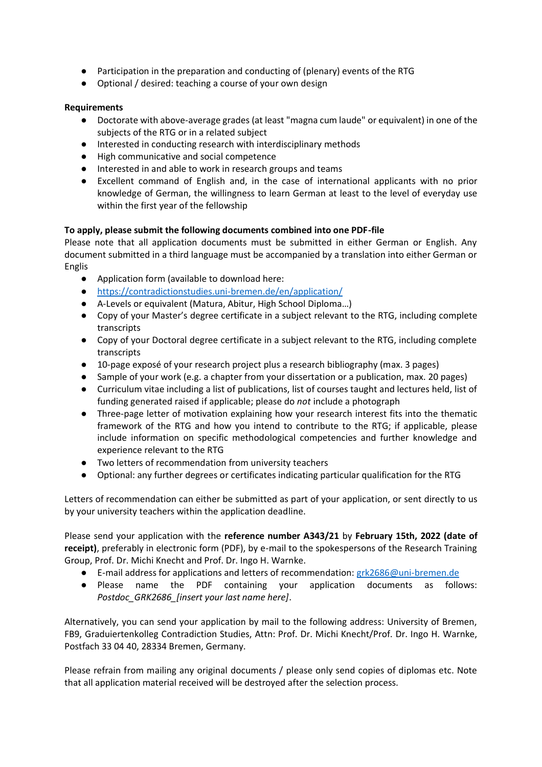- Participation in the preparation and conducting of (plenary) events of the RTG
- Optional / desired: teaching a course of your own design

**Requirements**

- Doctorate with above-average grades (at least "magna cum laude" or equivalent) in one of the subjects of the RTG or in a related subject
- Interested in conducting research with interdisciplinary methods
- High communicative and social competence
- Interested in and able to work in research groups and teams
- Excellent command of English and, in the case of international applicants with no prior knowledge of German, the willingness to learn German at least to the level of everyday use within the first year of the fellowship

**To apply, please submit the following documents combined into one PDF-file**

Please note that all application documents must be submitted in either German or English. Any document submitted in a third language must be accompanied by a translation into either German or Englis

- Application form (available to download here:
- https://contradictionstudies.uni-bremen.de/en/application/
- A-Levels or equivalent (Matura, Abitur, High School Diploma…)
- Copy of your Master's degree certificate in a subject relevant to the RTG, including complete transcripts
- Copy of your Doctoral degree certificate in a subject relevant to the RTG, including complete transcripts
- 10-page exposé of your research project plus a research bibliography (max. 3 pages)
- Sample of your work (e.g. a chapter from your dissertation or a publication, max. 20 pages)
- Curriculum vitae including a list of publications, list of courses taught and lectures held, list of funding generated raised if applicable; please do *not* include a photograph
- Three-page letter of motivation explaining how your research interest fits into the thematic framework of the RTG and how you intend to contribute to the RTG; if applicable, please include information on specific methodological competencies and further knowledge and experience relevant to the RTG
- Two letters of recommendation from university teachers
- Optional: any further degrees or certificates indicating particular qualification for the RTG

Letters of recommendation can either be submitted as part of your application, or sent directly to us by your university teachers within the application deadline.

Please send your application with the **reference number A343/21** by **February 15th, 2022 (date of receipt)**, preferably in electronic form (PDF), by e-mail to the spokespersons of the Research Training Group, Prof. Dr. Michi Knecht and Prof. Dr. Ingo H. Warnke.

- E-mail address for applications and letters of recommendation: grk2686@uni-bremen.de
- Please name the PDF containing your application documents as follows: *Postdoc_GRK2686_[insert your last name here]*.

Alternatively, you can send your application by mail to the following address: University of Bremen, FB9, Graduiertenkolleg Contradiction Studies, Attn: Prof. Dr. Michi Knecht/Prof. Dr. Ingo H. Warnke, Postfach 33 04 40, 28334 Bremen, Germany.

Please refrain from mailing any original documents / please only send copies of diplomas etc. Note that all application material received will be destroyed after the selection process.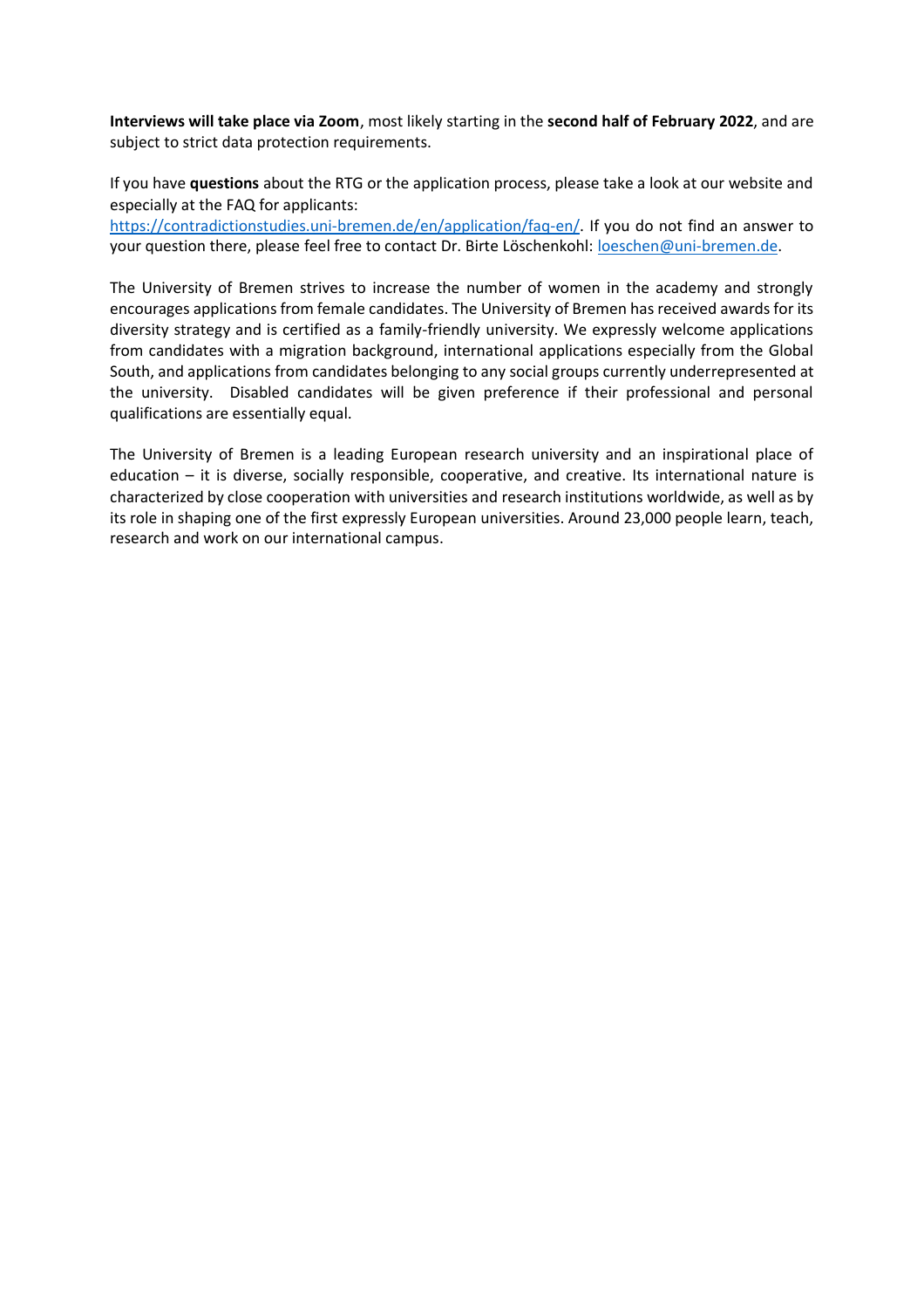**Interviews will take place via Zoom**, most likely starting in the **second half of February 2022**, and are subject to strict data protection requirements.

If you have **questions** about the RTG or the application process, please take a look at our website and especially at the FAQ for applicants: https://contradictionstudies.uni-bremen.de/en/application/faq-en/. If you do not find an answer to your question there, please feel free to contact Dr. Birte Löschenkohl: loeschen@uni-bremen.de.

The University of Bremen strives to increase the number of women in the academy and strongly encourages applications from female candidates. The University of Bremen has received awards for its diversity strategy and is certified as a family-friendly university. We expressly welcome applications from candidates with a migration background, international applications especially from the Global South, and applications from candidates belonging to any social groups currently underrepresented at the university. Disabled candidates will be given preference if their professional and personal qualifications are essentially equal.

The University of Bremen is a leading European research university and an inspirational place of education – it is diverse, socially responsible, cooperative, and creative. Its international nature is characterized by close cooperation with universities and research institutions worldwide, as well as by its role in shaping one of the first expressly European universities. Around 23,000 people learn, teach, research and work on our international campus.